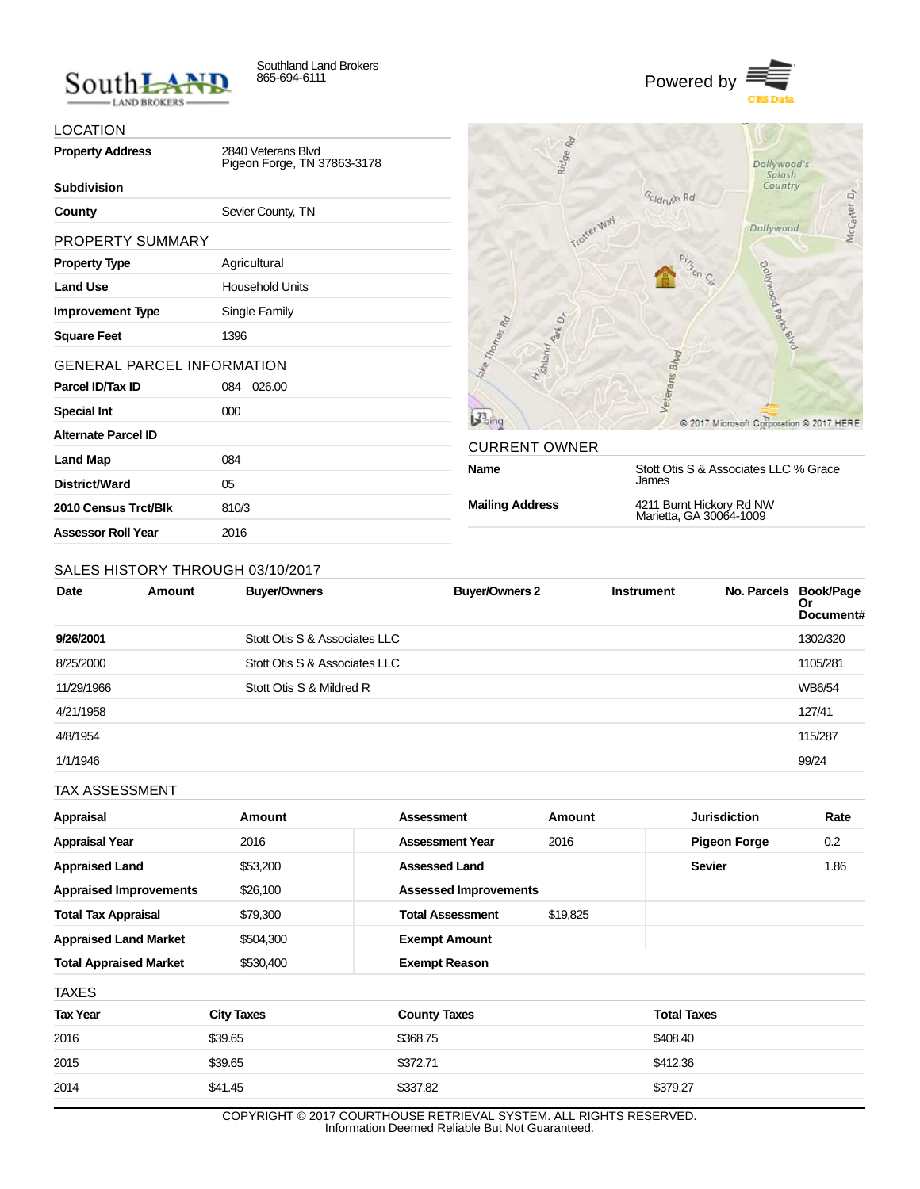Southland Land Brokers
865-694-6111

Powered by CRS Data

## LOCATION

| | |
|---|---|
| **Property Address** | 2840 Veterans Blvd<br>Pigeon Forge, TN 37863-3178 |
| **Subdivision** | |
| **County** | Sevier County, TN |

## PROPERTY SUMMARY

| | |
|---|---|
| **Property Type** | Agricultural |
| **Land Use** | Household Units |
| **Improvement Type** | Single Family |
| **Square Feet** | 1396 |

## GENERAL PARCEL INFORMATION

| | |
|---|---|
| **Parcel ID/Tax ID** | 084 026.00 |
| **Special Int** | 000 |
| **Alternate Parcel ID** | |
| **Land Map** | 084 |
| **District/Ward** | 05 |
| **2010 Census Trct/Blk** | 810/3 |
| **Assessor Roll Year** | 2016 |

## CURRENT OWNER

| | |
|---|---|
| **Name** | Stott Otis S & Associates LLC % Grace James |
| **Mailing Address** | 4211 Burnt Hickory Rd NW<br>Marietta, GA 30064-1009 |

## SALES HISTORY THROUGH 03/10/2017

| Date | Amount | Buyer/Owners | Buyer/Owners 2 | Instrument | No. Parcels | Book/Page Or Document# |
|---|---|---|---|---|---|---|
| 9/26/2001 | | Stott Otis S & Associates LLC | | | | 1302/320 |
| 8/25/2000 | | Stott Otis S & Associates LLC | | | | 1105/281 |
| 11/29/1966 | | Stott Otis S & Mildred R | | | | WB6/54 |
| 4/21/1958 | | | | | | 127/41 |
| 4/8/1954 | | | | | | 115/287 |
| 1/1/1946 | | | | | | 99/24 |

## TAX ASSESSMENT

| Appraisal | Amount | Assessment | Amount | Jurisdiction | Rate |
|---|---|---|---|---|---|
| **Appraisal Year** | 2016 | **Assessment Year** | 2016 | **Pigeon Forge** | 0.2 |
| **Appraised Land** | $53,200 | **Assessed Land** | | **Sevier** | 1.86 |
| **Appraised Improvements** | $26,100 | **Assessed Improvements** | | | |
| **Total Tax Appraisal** | $79,300 | **Total Assessment** | $19,825 | | |
| **Appraised Land Market** | $504,300 | **Exempt Amount** | | | |
| **Total Appraised Market** | $530,400 | **Exempt Reason** | | | |

## TAXES

| Tax Year | City Taxes | County Taxes | Total Taxes |
|---|---|---|---|
| 2016 | $39.65 | $368.75 | $408.40 |
| 2015 | $39.65 | $372.71 | $412.36 |
| 2014 | $41.45 | $337.82 | $379.27 |

COPYRIGHT © 2017 COURTHOUSE RETRIEVAL SYSTEM. ALL RIGHTS RESERVED.
Information Deemed Reliable But Not Guaranteed.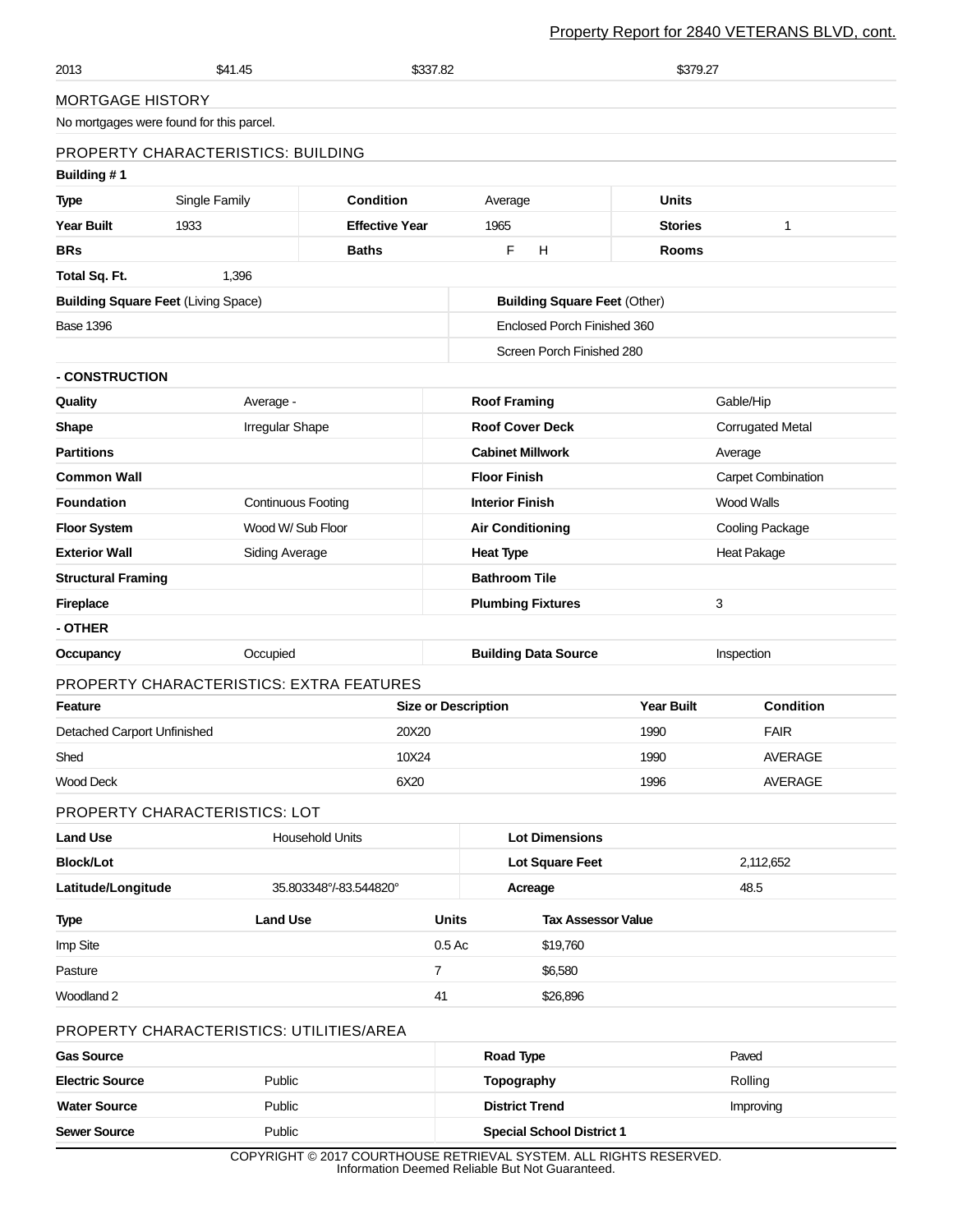| 2013 | $41.45 | $337.82 | $379.27 |
|---|---|---|---|

## MORTGAGE HISTORY

No mortgages were found for this parcel.

## PROPERTY CHARACTERISTICS: BUILDING

**Building # 1**

| | | | | | |
|---|---|---|---|---|---|
| **Type** | Single Family | **Condition** | Average | **Units** | |
| **Year Built** | 1933 | **Effective Year** | 1965 | **Stories** | 1 |
| **BRs** | | **Baths** | F H | **Rooms** | |
| **Total Sq. Ft.** | 1,396 | | | | |

| **Building Square Feet** (Living Space) | **Building Square Feet** (Other) |
|---|---|
| Base 1396 | Enclosed Porch Finished 360 |
| | Screen Porch Finished 280 |

**- CONSTRUCTION**

| | | | |
|---|---|---|---|
| **Quality** | Average - | **Roof Framing** | Gable/Hip |
| **Shape** | Irregular Shape | **Roof Cover Deck** | Corrugated Metal |
| **Partitions** | | **Cabinet Millwork** | Average |
| **Common Wall** | | **Floor Finish** | Carpet Combination |
| **Foundation** | Continuous Footing | **Interior Finish** | Wood Walls |
| **Floor System** | Wood W/ Sub Floor | **Air Conditioning** | Cooling Package |
| **Exterior Wall** | Siding Average | **Heat Type** | Heat Pakage |
| **Structural Framing** | | **Bathroom Tile** | |
| **Fireplace** | | **Plumbing Fixtures** | 3 |

**- OTHER**

| | | | |
|---|---|---|---|
| **Occupancy** | Occupied | **Building Data Source** | Inspection |

## PROPERTY CHARACTERISTICS: EXTRA FEATURES

| Feature | Size or Description | Year Built | Condition |
|---|---|---|---|
| Detached Carport Unfinished | 20X20 | 1990 | FAIR |
| Shed | 10X24 | 1990 | AVERAGE |
| Wood Deck | 6X20 | 1996 | AVERAGE |

## PROPERTY CHARACTERISTICS: LOT

| | | | |
|---|---|---|---|
| **Land Use** | Household Units | **Lot Dimensions** | |
| **Block/Lot** | | **Lot Square Feet** | 2,112,652 |
| **Latitude/Longitude** | 35.803348°/-83.544820° | **Acreage** | 48.5 |

| Type | Land Use | Units | Tax Assessor Value |
|---|---|---|---|
| Imp Site | | 0.5 Ac | $19,760 |
| Pasture | | 7 | $6,580 |
| Woodland 2 | | 41 | $26,896 |

## PROPERTY CHARACTERISTICS: UTILITIES/AREA

| | | | |
|---|---|---|---|
| **Gas Source** | | **Road Type** | Paved |
| **Electric Source** | Public | **Topography** | Rolling |
| **Water Source** | Public | **District Trend** | Improving |
| **Sewer Source** | Public | **Special School District 1** | |

COPYRIGHT © 2017 COURTHOUSE RETRIEVAL SYSTEM. ALL RIGHTS RESERVED.
Information Deemed Reliable But Not Guaranteed.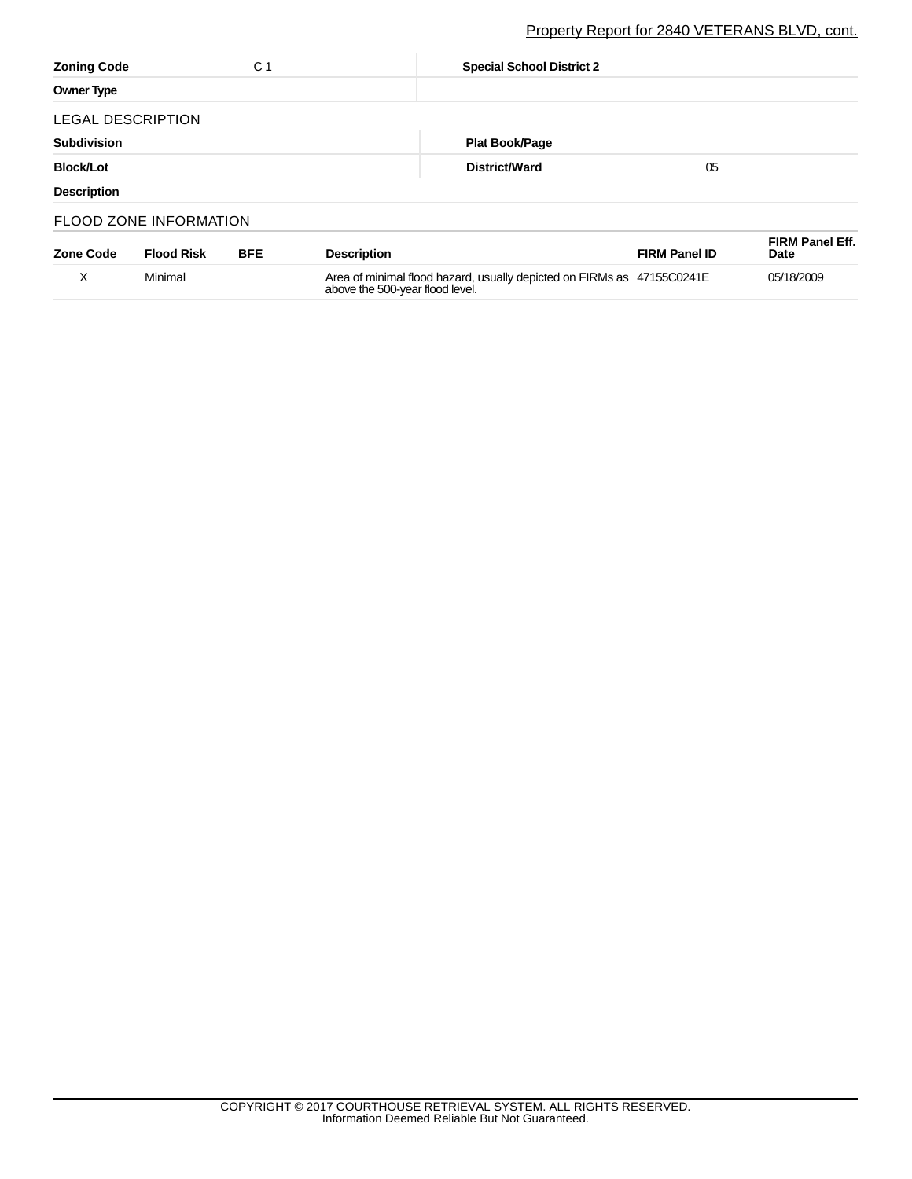| | | | |
|---|---|---|---|
| **Zoning Code** | C 1 | **Special School District 2** | |
| **Owner Type** | | | |

## LEGAL DESCRIPTION

| | | | |
|---|---|---|---|
| **Subdivision** | | **Plat Book/Page** | |
| **Block/Lot** | | **District/Ward** | 05 |
| **Description** | | | |

## FLOOD ZONE INFORMATION

| Zone Code | Flood Risk | BFE | Description | FIRM Panel ID | FIRM Panel Eff. Date |
|---|---|---|---|---|---|
| X | Minimal | | Area of minimal flood hazard, usually depicted on FIRMs as above the 500-year flood level. | 47155C0241E | 05/18/2009 |

COPYRIGHT © 2017 COURTHOUSE RETRIEVAL SYSTEM. ALL RIGHTS RESERVED.
Information Deemed Reliable But Not Guaranteed.